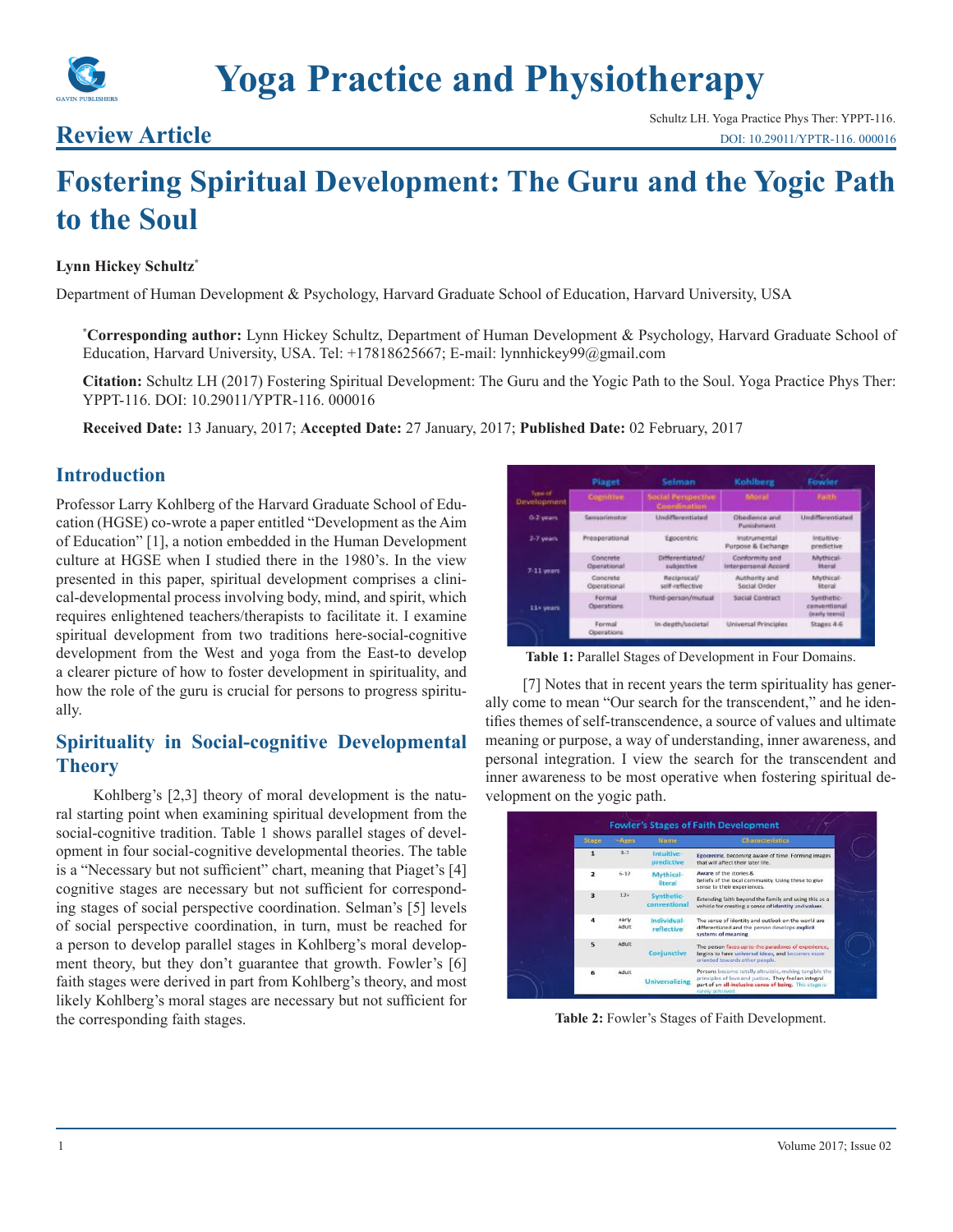# Yoga Practice and Physiotherapy

## Review Article

Schultz LH. Yoga Practice Phys Ther: YPPT-116.
DOI: 10.29011/YPTR-116. 000016

# Fostering Spiritual Development: The Guru and the Yogic Path to the Soul

**Lynn Hickey Schultz***

Department of Human Development & Psychology, Harvard Graduate School of Education, Harvard University, USA

***Corresponding author:** Lynn Hickey Schultz, Department of Human Development & Psychology, Harvard Graduate School of Education, Harvard University, USA. Tel: +17818625667; E-mail: lynnhickey99@gmail.com

**Citation:** Schultz LH (2017) Fostering Spiritual Development: The Guru and the Yogic Path to the Soul. Yoga Practice Phys Ther: YPPT-116. DOI: 10.29011/YPTR-116. 000016

**Received Date:** 13 January, 2017; **Accepted Date:** 27 January, 2017; **Published Date:** 02 February, 2017

## Introduction

Professor Larry Kohlberg of the Harvard Graduate School of Education (HGSE) co-wrote a paper entitled "Development as the Aim of Education" [1], a notion embedded in the Human Development culture at HGSE when I studied there in the 1980's. In the view presented in this paper, spiritual development comprises a clinical-developmental process involving body, mind, and spirit, which requires enlightened teachers/therapists to facilitate it. I examine spiritual development from two traditions here-social-cognitive development from the West and yoga from the East-to develop a clearer picture of how to foster development in spirituality, and how the role of the guru is crucial for persons to progress spiritually.

## Spirituality in Social-cognitive Developmental Theory

Kohlberg's [2,3] theory of moral development is the natural starting point when examining spiritual development from the social-cognitive tradition. Table 1 shows parallel stages of development in four social-cognitive developmental theories. The table is a "Necessary but not sufficient" chart, meaning that Piaget's [4] cognitive stages are necessary but not sufficient for corresponding stages of social perspective coordination. Selman's [5] levels of social perspective coordination, in turn, must be reached for a person to develop parallel stages in Kohlberg's moral development theory, but they don't guarantee that growth. Fowler's [6] faith stages were derived in part from Kohlberg's theory, and most likely Kohlberg's moral stages are necessary but not sufficient for the corresponding faith stages.

| | Piaget | Selman | Kohlberg | Fowler |
|---|---|---|---|---|
| Type of Development | Cognitive | Social Perspective Coordination | Moral | Faith |
| 0-2 years | Sensorimotor | Undifferentiated | Obedience and Punishment | Undifferentiated |
| 2-7 years | Preoperational | Egocentric | Instrumental Purpose & Exchange | Intuitive-predictive |
| 7-11 years | Concrete Operational | Differentiated/subjective | Conformity and Interpersonal Accord | Mythical-literal |
| | Concrete Operational | Reciprocal/self-reflective | Authority and Social Order | Mythical-literal |
| 11+ years | Formal Operations | Third-person/mutual | Social Contract | Synthetic-conventional (early teens) |
| | Formal Operations | In-depth/societal | Universal Principles | Stages 4-6 |

**Table 1:** Parallel Stages of Development in Four Domains.

[7] Notes that in recent years the term spirituality has generally come to mean "Our search for the transcendent," and he identifies themes of self-transcendence, a source of values and ultimate meaning or purpose, a way of understanding, inner awareness, and personal integration. I view the search for the transcendent and inner awareness to be most operative when fostering spiritual development on the yogic path.

**Fowler's Stages of Faith Development**

| Stage | ~Ages | Name | Characteristics |
|---|---|---|---|
| 1 | 3-7 | Intuitive-predictive | Egocentric, becoming aware of time. Forming images that will affect their later life. |
| 2 | 6-12 | Mythical-literal | Aware of the stories & beliefs of the local community. Using these to give sense to their experiences. |
| 3 | 12+ | Synthetic-conventional | Extending faith beyond the family and using this as a vehicle for creating a sense of identity and values. |
| 4 | early Adult | Individual-reflective | The sense of identity and outlook on the world are differentiated and the person develops explicit systems of meaning. |
| 5 | Adult | Conjunctive | The person faces up to the paradoxes of experience, begins to have universal ideas, and becomes more oriented towards other people. |
| 6 | Adult | Universalizing | Persons become totally altruistic, making tangible the principles of love and justice. They feel an integral part of an all-inclusive sense of being. This stage is rarely achieved. |

**Table 2:** Fowler's Stages of Faith Development.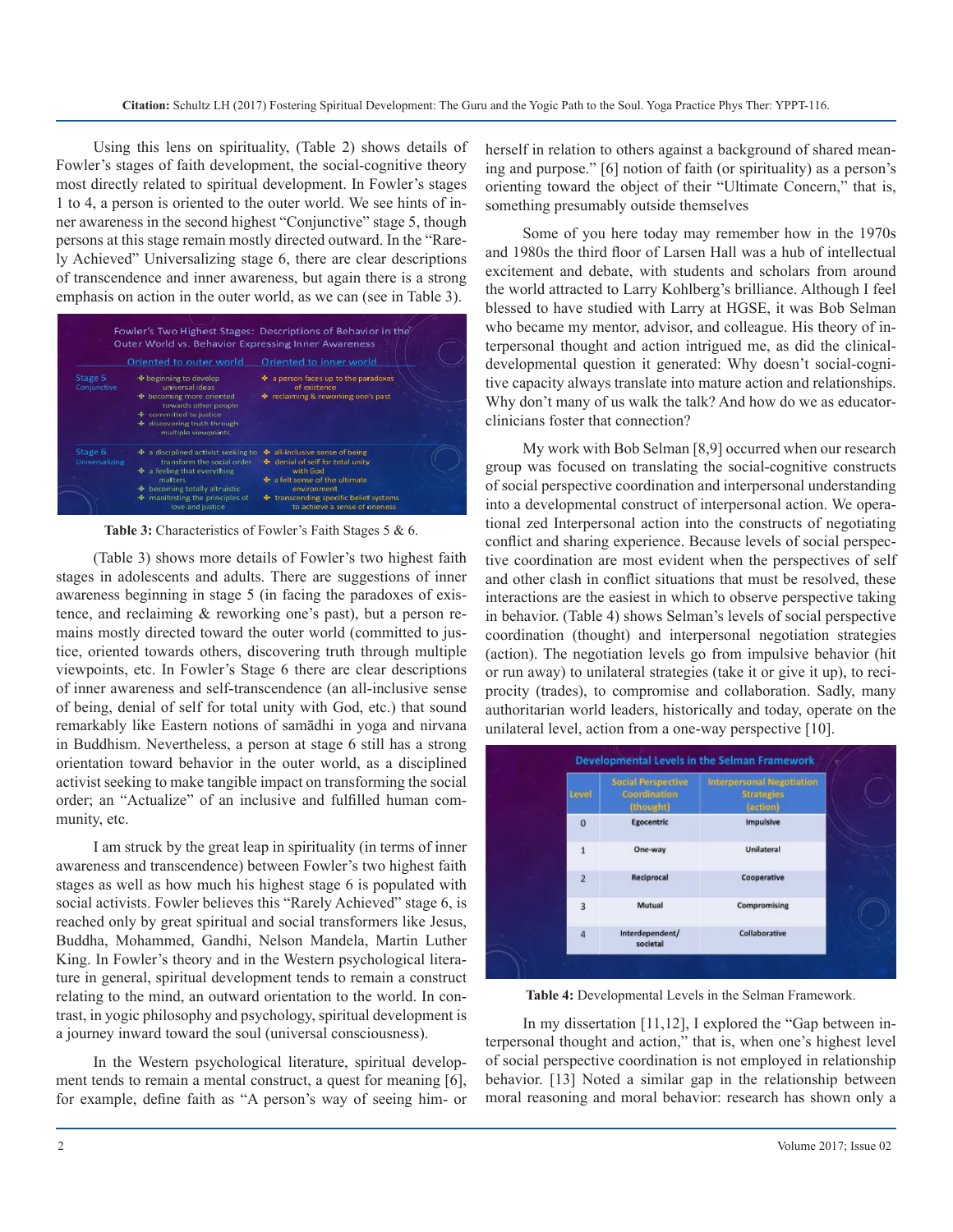Using this lens on spirituality, (Table 2) shows details of Fowler's stages of faith development, the social-cognitive theory most directly related to spiritual development. In Fowler's stages 1 to 4, a person is oriented to the outer world. We see hints of inner awareness in the second highest "Conjunctive" stage 5, though persons at this stage remain mostly directed outward. In the "Rarely Achieved" Universalizing stage 6, there are clear descriptions of transcendence and inner awareness, but again there is a strong emphasis on action in the outer world, as we can (see in Table 3).

Fowler's Two Highest Stages: Descriptions of Behavior in the Outer World vs. Behavior Expressing Inner Awareness

| | Oriented to outer world | Oriented to inner world |
|---|---|---|
| Stage 5 Conjunctive | ✤ beginning to develop universal ideas<br>✤ becoming more oriented towards other people<br>✤ committed to justice<br>✤ discovering truth through multiple viewpoints | ✤ a person faces up to the paradoxes of existence<br>✤ reclaiming & reworking one's past |
| Stage 6 Universalizing | ✤ a disciplined activist seeking to transform the social order<br>✤ a feeling that everything matters<br>✤ becoming totally altruistic<br>✤ manifesting the principles of love and justice | ✤ all-inclusive sense of being<br>✤ denial of self for total unity with God<br>✤ a felt sense of the ultimate environment<br>✤ transcending specific belief systems to achieve a sense of oneness |

**Table 3:** Characteristics of Fowler's Faith Stages 5 & 6.

(Table 3) shows more details of Fowler's two highest faith stages in adolescents and adults. There are suggestions of inner awareness beginning in stage 5 (in facing the paradoxes of existence, and reclaiming & reworking one's past), but a person remains mostly directed toward the outer world (committed to justice, oriented towards others, discovering truth through multiple viewpoints, etc. In Fowler's Stage 6 there are clear descriptions of inner awareness and self-transcendence (an all-inclusive sense of being, denial of self for total unity with God, etc.) that sound remarkably like Eastern notions of samādhi in yoga and nirvana in Buddhism. Nevertheless, a person at stage 6 still has a strong orientation toward behavior in the outer world, as a disciplined activist seeking to make tangible impact on transforming the social order; an "Actualize" of an inclusive and fulfilled human community, etc.

I am struck by the great leap in spirituality (in terms of inner awareness and transcendence) between Fowler's two highest faith stages as well as how much his highest stage 6 is populated with social activists. Fowler believes this "Rarely Achieved" stage 6, is reached only by great spiritual and social transformers like Jesus, Buddha, Mohammed, Gandhi, Nelson Mandela, Martin Luther King. In Fowler's theory and in the Western psychological literature in general, spiritual development tends to remain a construct relating to the mind, an outward orientation to the world. In contrast, in yogic philosophy and psychology, spiritual development is a journey inward toward the soul (universal consciousness).

In the Western psychological literature, spiritual development tends to remain a mental construct, a quest for meaning [6], for example, define faith as "A person's way of seeing him- or herself in relation to others against a background of shared meaning and purpose." [6] notion of faith (or spirituality) as a person's orienting toward the object of their "Ultimate Concern," that is, something presumably outside themselves

Some of you here today may remember how in the 1970s and 1980s the third floor of Larsen Hall was a hub of intellectual excitement and debate, with students and scholars from around the world attracted to Larry Kohlberg's brilliance. Although I feel blessed to have studied with Larry at HGSE, it was Bob Selman who became my mentor, advisor, and colleague. His theory of interpersonal thought and action intrigued me, as did the clinical-developmental question it generated: Why doesn't social-cognitive capacity always translate into mature action and relationships. Why don't many of us walk the talk? And how do we as educator-clinicians foster that connection?

My work with Bob Selman [8,9] occurred when our research group was focused on translating the social-cognitive constructs of social perspective coordination and interpersonal understanding into a developmental construct of interpersonal action. We operational zed Interpersonal action into the constructs of negotiating conflict and sharing experience. Because levels of social perspective coordination are most evident when the perspectives of self and other clash in conflict situations that must be resolved, these interactions are the easiest in which to observe perspective taking in behavior. (Table 4) shows Selman's levels of social perspective coordination (thought) and interpersonal negotiation strategies (action). The negotiation levels go from impulsive behavior (hit or run away) to unilateral strategies (take it or give it up), to reciprocity (trades), to compromise and collaboration. Sadly, many authoritarian world leaders, historically and today, operate on the unilateral level, action from a one-way perspective [10].

Developmental Levels in the Selman Framework

| Level | Social Perspective Coordination (thought) | Interpersonal Negotiation Strategies (action) |
|---|---|---|
| 0 | Egocentric | Impulsive |
| 1 | One-way | Unilateral |
| 2 | Reciprocal | Cooperative |
| 3 | Mutual | Compromising |
| 4 | Interdependent/ societal | Collaborative |

**Table 4:** Developmental Levels in the Selman Framework.

In my dissertation [11,12], I explored the "Gap between interpersonal thought and action," that is, when one's highest level of social perspective coordination is not employed in relationship behavior. [13] Noted a similar gap in the relationship between moral reasoning and moral behavior: research has shown only a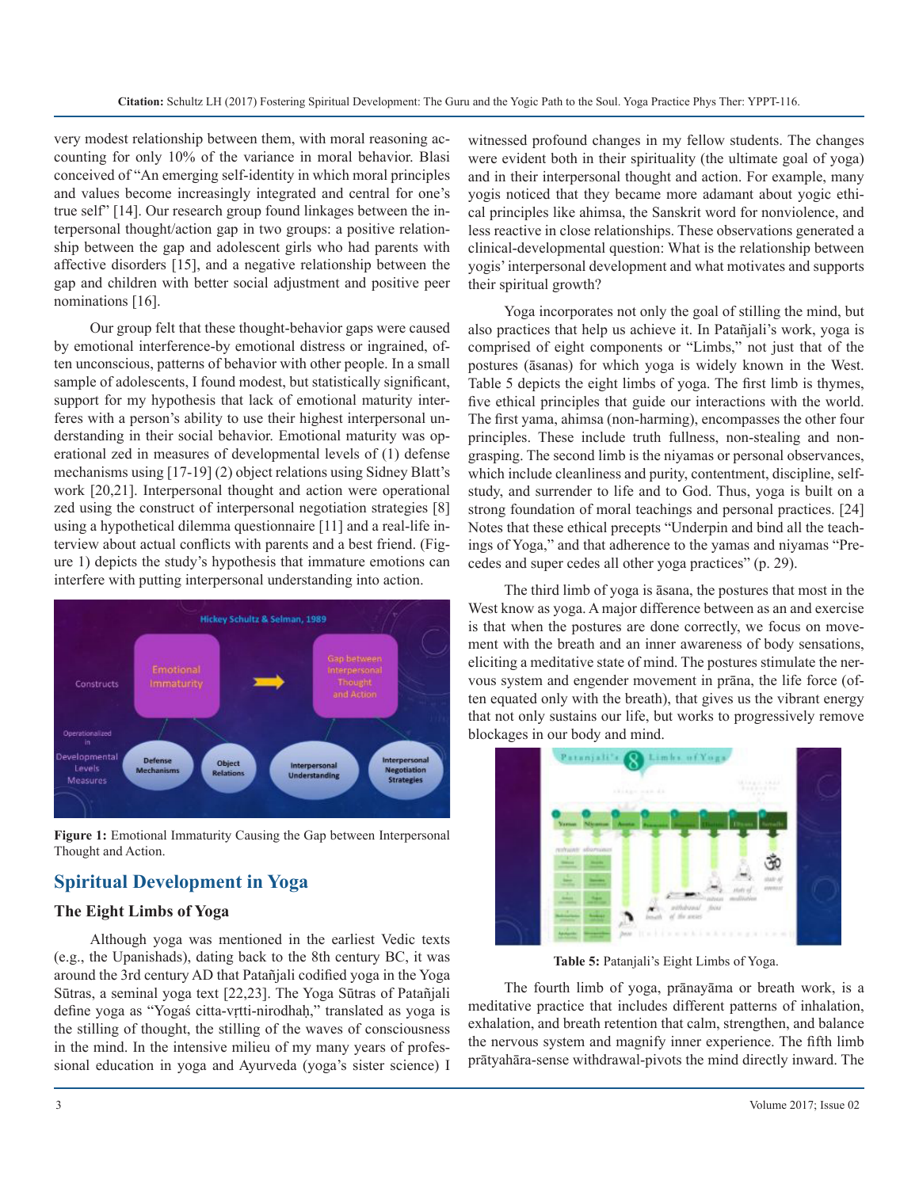very modest relationship between them, with moral reasoning accounting for only 10% of the variance in moral behavior. Blasi conceived of "An emerging self-identity in which moral principles and values become increasingly integrated and central for one's true self" [14]. Our research group found linkages between the interpersonal thought/action gap in two groups: a positive relationship between the gap and adolescent girls who had parents with affective disorders [15], and a negative relationship between the gap and children with better social adjustment and positive peer nominations [16].

Our group felt that these thought-behavior gaps were caused by emotional interference-by emotional distress or ingrained, often unconscious, patterns of behavior with other people. In a small sample of adolescents, I found modest, but statistically significant, support for my hypothesis that lack of emotional maturity interferes with a person's ability to use their highest interpersonal understanding in their social behavior. Emotional maturity was operational zed in measures of developmental levels of (1) defense mechanisms using [17-19] (2) object relations using Sidney Blatt's work [20,21]. Interpersonal thought and action were operational zed using the construct of interpersonal negotiation strategies [8] using a hypothetical dilemma questionnaire [11] and a real-life interview about actual conflicts with parents and a best friend. (Figure 1) depicts the study's hypothesis that immature emotions can interfere with putting interpersonal understanding into action.

**Figure 1:** Emotional Immaturity Causing the Gap between Interpersonal Thought and Action.

## Spiritual Development in Yoga

### The Eight Limbs of Yoga

Although yoga was mentioned in the earliest Vedic texts (e.g., the Upanishads), dating back to the 8th century BC, it was around the 3rd century AD that Patañjali codified yoga in the Yoga Sūtras, a seminal yoga text [22,23]. The Yoga Sūtras of Patañjali define yoga as "Yogaś citta-vṛtti-nirodhaḥ," translated as yoga is the stilling of thought, the stilling of the waves of consciousness in the mind. In the intensive milieu of my many years of professional education in yoga and Ayurveda (yoga's sister science) I witnessed profound changes in my fellow students. The changes were evident both in their spirituality (the ultimate goal of yoga) and in their interpersonal thought and action. For example, many yogis noticed that they became more adamant about yogic ethical principles like ahimsa, the Sanskrit word for nonviolence, and less reactive in close relationships. These observations generated a clinical-developmental question: What is the relationship between yogis' interpersonal development and what motivates and supports their spiritual growth?

Yoga incorporates not only the goal of stilling the mind, but also practices that help us achieve it. In Patañjali's work, yoga is comprised of eight components or "Limbs," not just that of the postures (āsanas) for which yoga is widely known in the West. Table 5 depicts the eight limbs of yoga. The first limb is thymes, five ethical principles that guide our interactions with the world. The first yama, ahimsa (non-harming), encompasses the other four principles. These include truth fullness, non-stealing and non-grasping. The second limb is the niyamas or personal observances, which include cleanliness and purity, contentment, discipline, self-study, and surrender to life and to God. Thus, yoga is built on a strong foundation of moral teachings and personal practices. [24] Notes that these ethical precepts "Underpin and bind all the teachings of Yoga," and that adherence to the yamas and niyamas "Precedes and super cedes all other yoga practices" (p. 29).

The third limb of yoga is āsana, the postures that most in the West know as yoga. A major difference between as an and exercise is that when the postures are done correctly, we focus on movement with the breath and an inner awareness of body sensations, eliciting a meditative state of mind. The postures stimulate the nervous system and engender movement in prāna, the life force (often equated only with the breath), that gives us the vibrant energy that not only sustains our life, but works to progressively remove blockages in our body and mind.

**Table 5:** Patanjali's Eight Limbs of Yoga.

The fourth limb of yoga, prānayāma or breath work, is a meditative practice that includes different patterns of inhalation, exhalation, and breath retention that calm, strengthen, and balance the nervous system and magnify inner experience. The fifth limb prātyahāra-sense withdrawal-pivots the mind directly inward. The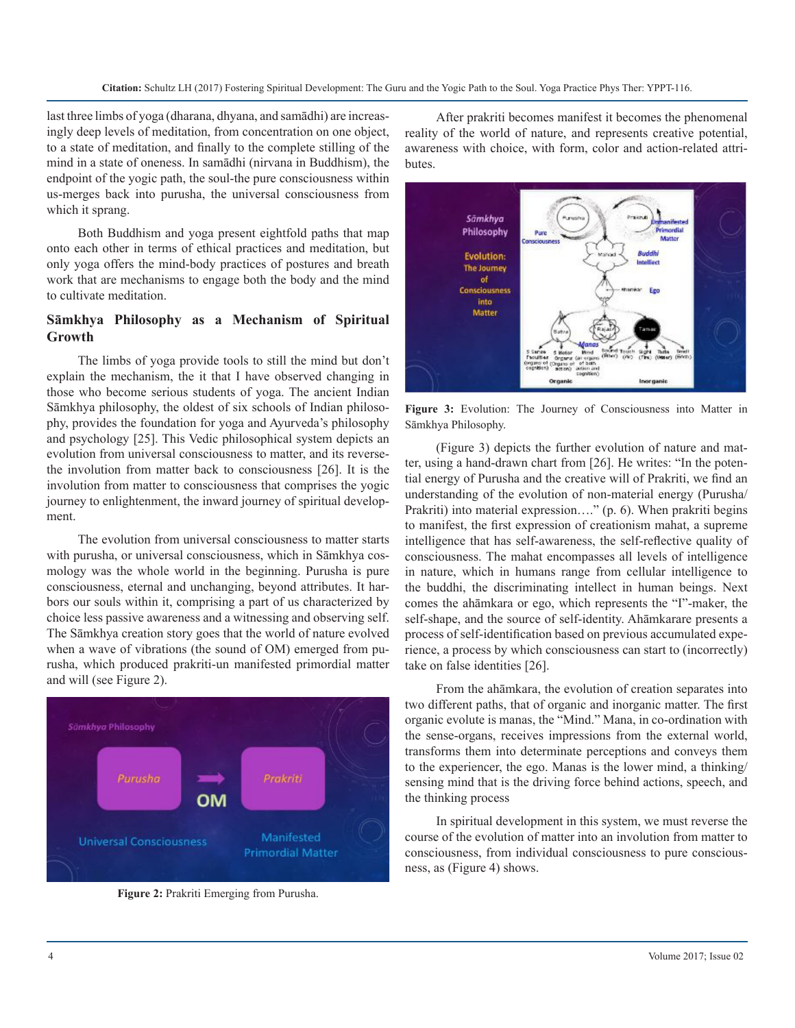last three limbs of yoga (dharana, dhyana, and samādhi) are increasingly deep levels of meditation, from concentration on one object, to a state of meditation, and finally to the complete stilling of the mind in a state of oneness. In samādhi (nirvana in Buddhism), the endpoint of the yogic path, the soul-the pure consciousness within us-merges back into purusha, the universal consciousness from which it sprang.

Both Buddhism and yoga present eightfold paths that map onto each other in terms of ethical practices and meditation, but only yoga offers the mind-body practices of postures and breath work that are mechanisms to engage both the body and the mind to cultivate meditation.

## Sāmkhya Philosophy as a Mechanism of Spiritual Growth

The limbs of yoga provide tools to still the mind but don't explain the mechanism, the it that I have observed changing in those who become serious students of yoga. The ancient Indian Sāmkhya philosophy, the oldest of six schools of Indian philosophy, provides the foundation for yoga and Ayurveda's philosophy and psychology [25]. This Vedic philosophical system depicts an evolution from universal consciousness to matter, and its reverse-the involution from matter back to consciousness [26]. It is the involution from matter to consciousness that comprises the yogic journey to enlightenment, the inward journey of spiritual development.

The evolution from universal consciousness to matter starts with purusha, or universal consciousness, which in Sāmkhya cosmology was the whole world in the beginning. Purusha is pure consciousness, eternal and unchanging, beyond attributes. It harbors our souls within it, comprising a part of us characterized by choice less passive awareness and a witnessing and observing self. The Sāmkhya creation story goes that the world of nature evolved when a wave of vibrations (the sound of OM) emerged from purusha, which produced prakriti-un manifested primordial matter and will (see Figure 2).

**Figure 2:** Prakriti Emerging from Purusha.

After prakriti becomes manifest it becomes the phenomenal reality of the world of nature, and represents creative potential, awareness with choice, with form, color and action-related attributes.

**Figure 3:** Evolution: The Journey of Consciousness into Matter in Sāmkhya Philosophy.

(Figure 3) depicts the further evolution of nature and matter, using a hand-drawn chart from [26]. He writes: "In the potential energy of Purusha and the creative will of Prakriti, we find an understanding of the evolution of non-material energy (Purusha/Prakriti) into material expression…." (p. 6). When prakriti begins to manifest, the first expression of creationism mahat, a supreme intelligence that has self-awareness, the self-reflective quality of consciousness. The mahat encompasses all levels of intelligence in nature, which in humans range from cellular intelligence to the buddhi, the discriminating intellect in human beings. Next comes the ahāmkara or ego, which represents the "I"-maker, the self-shape, and the source of self-identity. Ahāmkarare presents a process of self-identification based on previous accumulated experience, a process by which consciousness can start to (incorrectly) take on false identities [26].

From the ahāmkara, the evolution of creation separates into two different paths, that of organic and inorganic matter. The first organic evolute is manas, the "Mind." Mana, in co-ordination with the sense-organs, receives impressions from the external world, transforms them into determinate perceptions and conveys them to the experiencer, the ego. Manas is the lower mind, a thinking/sensing mind that is the driving force behind actions, speech, and the thinking process

In spiritual development in this system, we must reverse the course of the evolution of matter into an involution from matter to consciousness, from individual consciousness to pure consciousness, as (Figure 4) shows.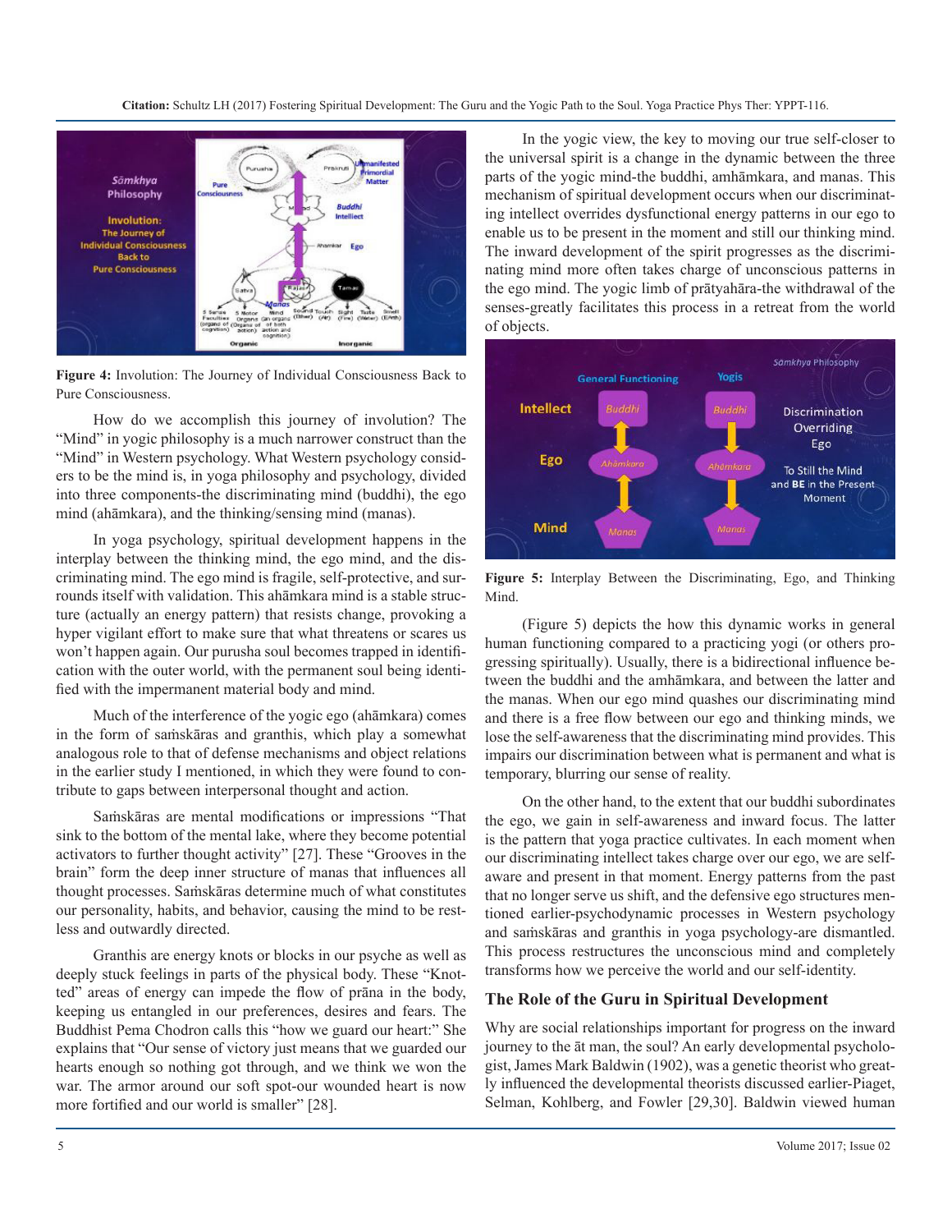**Figure 4:** Involution: The Journey of Individual Consciousness Back to Pure Consciousness.

How do we accomplish this journey of involution? The "Mind" in yogic philosophy is a much narrower construct than the "Mind" in Western psychology. What Western psychology considers to be the mind is, in yoga philosophy and psychology, divided into three components-the discriminating mind (buddhi), the ego mind (ahāmkara), and the thinking/sensing mind (manas).

In yoga psychology, spiritual development happens in the interplay between the thinking mind, the ego mind, and the discriminating mind. The ego mind is fragile, self-protective, and surrounds itself with validation. This ahāmkara mind is a stable structure (actually an energy pattern) that resists change, provoking a hyper vigilant effort to make sure that what threatens or scares us won't happen again. Our purusha soul becomes trapped in identification with the outer world, with the permanent soul being identified with the impermanent material body and mind.

Much of the interference of the yogic ego (ahāmkara) comes in the form of saṁskāras and granthis, which play a somewhat analogous role to that of defense mechanisms and object relations in the earlier study I mentioned, in which they were found to contribute to gaps between interpersonal thought and action.

Saṁskāras are mental modifications or impressions "That sink to the bottom of the mental lake, where they become potential activators to further thought activity" [27]. These "Grooves in the brain" form the deep inner structure of manas that influences all thought processes. Saṁskāras determine much of what constitutes our personality, habits, and behavior, causing the mind to be restless and outwardly directed.

Granthis are energy knots or blocks in our psyche as well as deeply stuck feelings in parts of the physical body. These "Knotted" areas of energy can impede the flow of prāna in the body, keeping us entangled in our preferences, desires and fears. The Buddhist Pema Chodron calls this "how we guard our heart:" She explains that "Our sense of victory just means that we guarded our hearts enough so nothing got through, and we think we won the war. The armor around our soft spot-our wounded heart is now more fortified and our world is smaller" [28].

In the yogic view, the key to moving our true self-closer to the universal spirit is a change in the dynamic between the three parts of the yogic mind-the buddhi, amhāmkara, and manas. This mechanism of spiritual development occurs when our discriminating intellect overrides dysfunctional energy patterns in our ego to enable us to be present in the moment and still our thinking mind. The inward development of the spirit progresses as the discriminating mind more often takes charge of unconscious patterns in the ego mind. The yogic limb of prātyahāra-the withdrawal of the senses-greatly facilitates this process in a retreat from the world of objects.

**Figure 5:** Interplay Between the Discriminating, Ego, and Thinking Mind.

(Figure 5) depicts the how this dynamic works in general human functioning compared to a practicing yogi (or others progressing spiritually). Usually, there is a bidirectional influence between the buddhi and the amhāmkara, and between the latter and the manas. When our ego mind quashes our discriminating mind and there is a free flow between our ego and thinking minds, we lose the self-awareness that the discriminating mind provides. This impairs our discrimination between what is permanent and what is temporary, blurring our sense of reality.

On the other hand, to the extent that our buddhi subordinates the ego, we gain in self-awareness and inward focus. The latter is the pattern that yoga practice cultivates. In each moment when our discriminating intellect takes charge over our ego, we are self-aware and present in that moment. Energy patterns from the past that no longer serve us shift, and the defensive ego structures mentioned earlier-psychodynamic processes in Western psychology and saṁskāras and granthis in yoga psychology-are dismantled. This process restructures the unconscious mind and completely transforms how we perceive the world and our self-identity.

## The Role of the Guru in Spiritual Development

Why are social relationships important for progress on the inward journey to the āt man, the soul? An early developmental psychologist, James Mark Baldwin (1902), was a genetic theorist who greatly influenced the developmental theorists discussed earlier-Piaget, Selman, Kohlberg, and Fowler [29,30]. Baldwin viewed human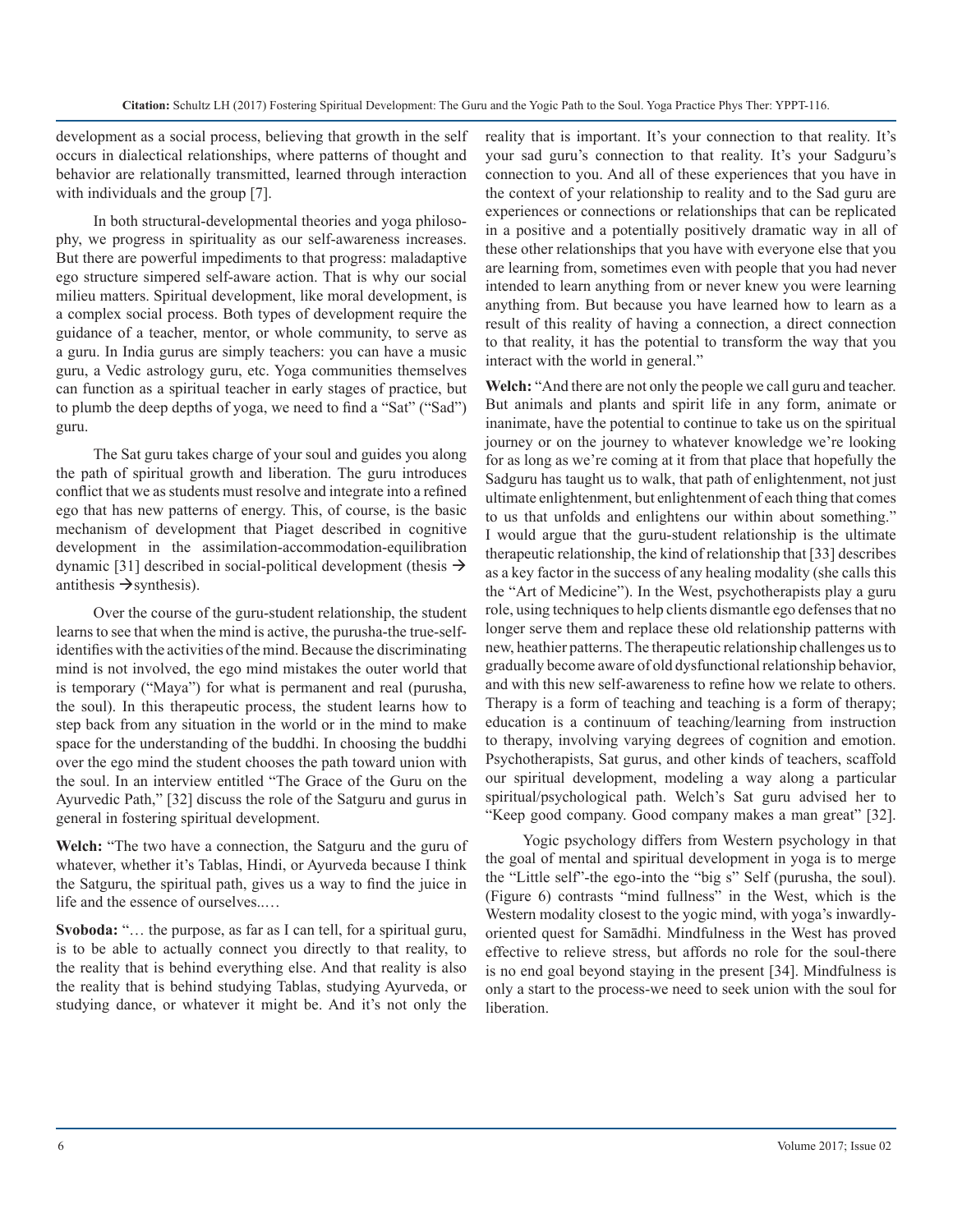development as a social process, believing that growth in the self occurs in dialectical relationships, where patterns of thought and behavior are relationally transmitted, learned through interaction with individuals and the group [7].

In both structural-developmental theories and yoga philosophy, we progress in spirituality as our self-awareness increases. But there are powerful impediments to that progress: maladaptive ego structure simpered self-aware action. That is why our social milieu matters. Spiritual development, like moral development, is a complex social process. Both types of development require the guidance of a teacher, mentor, or whole community, to serve as a guru. In India gurus are simply teachers: you can have a music guru, a Vedic astrology guru, etc. Yoga communities themselves can function as a spiritual teacher in early stages of practice, but to plumb the deep depths of yoga, we need to find a "Sat" ("Sad") guru.

The Sat guru takes charge of your soul and guides you along the path of spiritual growth and liberation. The guru introduces conflict that we as students must resolve and integrate into a refined ego that has new patterns of energy. This, of course, is the basic mechanism of development that Piaget described in cognitive development in the assimilation-accommodation-equilibration dynamic [31] described in social-political development (thesis → antithesis →synthesis).

Over the course of the guru-student relationship, the student learns to see that when the mind is active, the purusha-the true-self-identifies with the activities of the mind. Because the discriminating mind is not involved, the ego mind mistakes the outer world that is temporary ("Maya") for what is permanent and real (purusha, the soul). In this therapeutic process, the student learns how to step back from any situation in the world or in the mind to make space for the understanding of the buddhi. In choosing the buddhi over the ego mind the student chooses the path toward union with the soul. In an interview entitled "The Grace of the Guru on the Ayurvedic Path," [32] discuss the role of the Satguru and gurus in general in fostering spiritual development.

**Welch:** "The two have a connection, the Satguru and the guru of whatever, whether it's Tablas, Hindi, or Ayurveda because I think the Satguru, the spiritual path, gives us a way to find the juice in life and the essence of ourselves..…

**Svoboda:** "… the purpose, as far as I can tell, for a spiritual guru, is to be able to actually connect you directly to that reality, to the reality that is behind everything else. And that reality is also the reality that is behind studying Tablas, studying Ayurveda, or studying dance, or whatever it might be. And it's not only the reality that is important. It's your connection to that reality. It's your sad guru's connection to that reality. It's your Sadguru's connection to you. And all of these experiences that you have in the context of your relationship to reality and to the Sad guru are experiences or connections or relationships that can be replicated in a positive and a potentially positively dramatic way in all of these other relationships that you have with everyone else that you are learning from, sometimes even with people that you had never intended to learn anything from or never knew you were learning anything from. But because you have learned how to learn as a result of this reality of having a connection, a direct connection to that reality, it has the potential to transform the way that you interact with the world in general."

**Welch:** "And there are not only the people we call guru and teacher. But animals and plants and spirit life in any form, animate or inanimate, have the potential to continue to take us on the spiritual journey or on the journey to whatever knowledge we're looking for as long as we're coming at it from that place that hopefully the Sadguru has taught us to walk, that path of enlightenment, not just ultimate enlightenment, but enlightenment of each thing that comes to us that unfolds and enlightens our within about something." I would argue that the guru-student relationship is the ultimate therapeutic relationship, the kind of relationship that [33] describes as a key factor in the success of any healing modality (she calls this the "Art of Medicine"). In the West, psychotherapists play a guru role, using techniques to help clients dismantle ego defenses that no longer serve them and replace these old relationship patterns with new, heathier patterns. The therapeutic relationship challenges us to gradually become aware of old dysfunctional relationship behavior, and with this new self-awareness to refine how we relate to others. Therapy is a form of teaching and teaching is a form of therapy; education is a continuum of teaching/learning from instruction to therapy, involving varying degrees of cognition and emotion. Psychotherapists, Sat gurus, and other kinds of teachers, scaffold our spiritual development, modeling a way along a particular spiritual/psychological path. Welch's Sat guru advised her to "Keep good company. Good company makes a man great" [32].

Yogic psychology differs from Western psychology in that the goal of mental and spiritual development in yoga is to merge the "Little self"-the ego-into the "big s" Self (purusha, the soul). (Figure 6) contrasts "mind fullness" in the West, which is the Western modality closest to the yogic mind, with yoga's inwardly-oriented quest for Samādhi. Mindfulness in the West has proved effective to relieve stress, but affords no role for the soul-there is no end goal beyond staying in the present [34]. Mindfulness is only a start to the process-we need to seek union with the soul for liberation.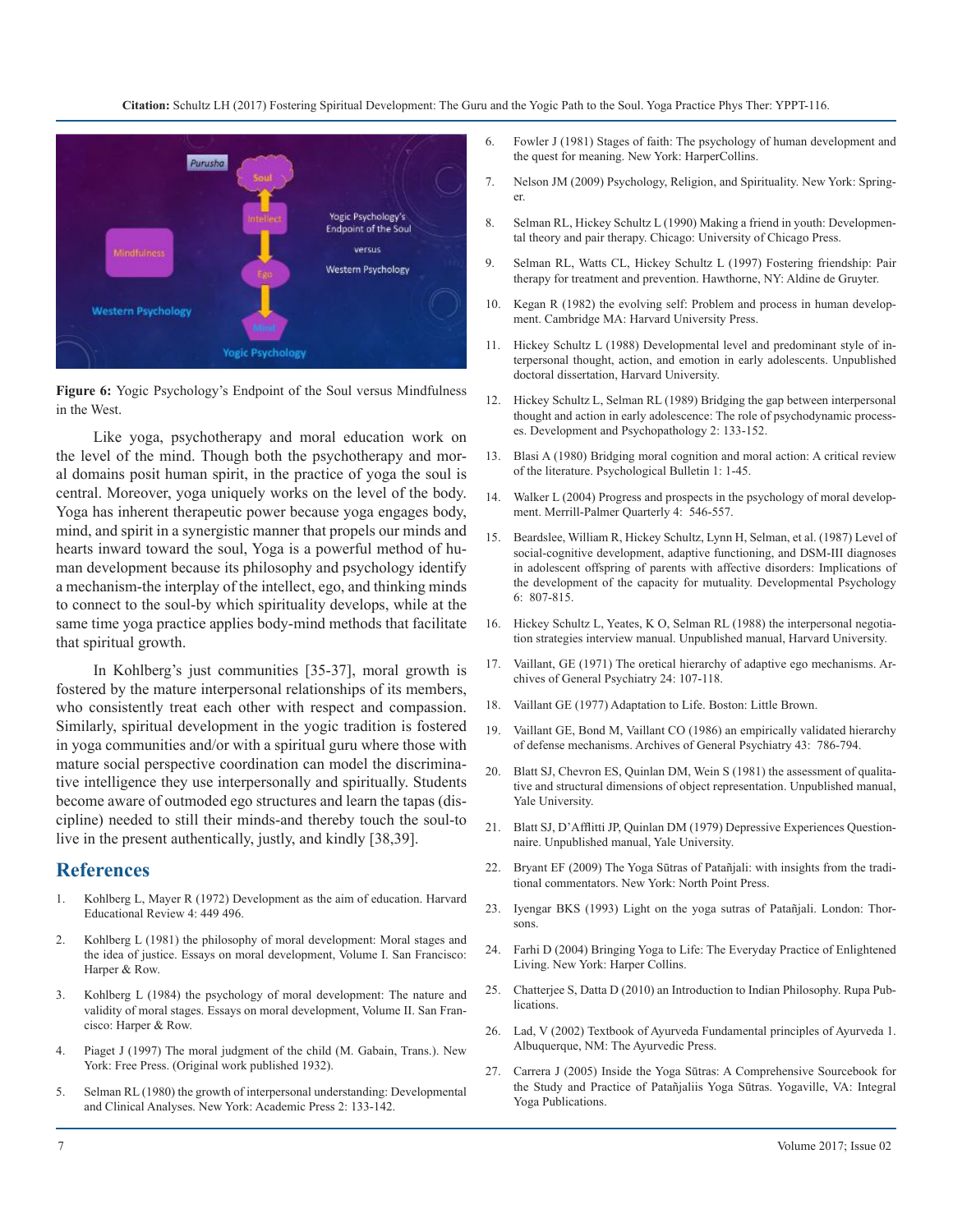Figure 6: Yogic Psychology's Endpoint of the Soul versus Mindfulness in the West.

Like yoga, psychotherapy and moral education work on the level of the mind. Though both the psychotherapy and moral domains posit human spirit, in the practice of yoga the soul is central. Moreover, yoga uniquely works on the level of the body. Yoga has inherent therapeutic power because yoga engages body, mind, and spirit in a synergistic manner that propels our minds and hearts inward toward the soul, Yoga is a powerful method of human development because its philosophy and psychology identify a mechanism-the interplay of the intellect, ego, and thinking minds to connect to the soul-by which spirituality develops, while at the same time yoga practice applies body-mind methods that facilitate that spiritual growth.

In Kohlberg's just communities [35-37], moral growth is fostered by the mature interpersonal relationships of its members, who consistently treat each other with respect and compassion. Similarly, spiritual development in the yogic tradition is fostered in yoga communities and/or with a spiritual guru where those with mature social perspective coordination can model the discriminative intelligence they use interpersonally and spiritually. Students become aware of outmoded ego structures and learn the tapas (discipline) needed to still their minds-and thereby touch the soul-to live in the present authentically, justly, and kindly [38,39].

## References

1. Kohlberg L, Mayer R (1972) Development as the aim of education. Harvard Educational Review 4: 449 496.
2. Kohlberg L (1981) the philosophy of moral development: Moral stages and the idea of justice. Essays on moral development, Volume I. San Francisco: Harper & Row.
3. Kohlberg L (1984) the psychology of moral development: The nature and validity of moral stages. Essays on moral development, Volume II. San Francisco: Harper & Row.
4. Piaget J (1997) The moral judgment of the child (M. Gabain, Trans.). New York: Free Press. (Original work published 1932).
5. Selman RL (1980) the growth of interpersonal understanding: Developmental and Clinical Analyses. New York: Academic Press 2: 133-142.
6. Fowler J (1981) Stages of faith: The psychology of human development and the quest for meaning. New York: HarperCollins.
7. Nelson JM (2009) Psychology, Religion, and Spirituality. New York: Springer.
8. Selman RL, Hickey Schultz L (1990) Making a friend in youth: Developmental theory and pair therapy. Chicago: University of Chicago Press.
9. Selman RL, Watts CL, Hickey Schultz L (1997) Fostering friendship: Pair therapy for treatment and prevention. Hawthorne, NY: Aldine de Gruyter.
10. Kegan R (1982) the evolving self: Problem and process in human development. Cambridge MA: Harvard University Press.
11. Hickey Schultz L (1988) Developmental level and predominant style of interpersonal thought, action, and emotion in early adolescents. Unpublished doctoral dissertation, Harvard University.
12. Hickey Schultz L, Selman RL (1989) Bridging the gap between interpersonal thought and action in early adolescence: The role of psychodynamic processes. Development and Psychopathology 2: 133-152.
13. Blasi A (1980) Bridging moral cognition and moral action: A critical review of the literature. Psychological Bulletin 1: 1-45.
14. Walker L (2004) Progress and prospects in the psychology of moral development. Merrill-Palmer Quarterly 4: 546-557.
15. Beardslee, William R, Hickey Schultz, Lynn H, Selman, et al. (1987) Level of social-cognitive development, adaptive functioning, and DSM-III diagnoses in adolescent offspring of parents with affective disorders: Implications of the development of the capacity for mutuality. Developmental Psychology 6: 807-815.
16. Hickey Schultz L, Yeates, K O, Selman RL (1988) the interpersonal negotiation strategies interview manual. Unpublished manual, Harvard University.
17. Vaillant, GE (1971) The oretical hierarchy of adaptive ego mechanisms. Archives of General Psychiatry 24: 107-118.
18. Vaillant GE (1977) Adaptation to Life. Boston: Little Brown.
19. Vaillant GE, Bond M, Vaillant CO (1986) an empirically validated hierarchy of defense mechanisms. Archives of General Psychiatry 43: 786-794.
20. Blatt SJ, Chevron ES, Quinlan DM, Wein S (1981) the assessment of qualitative and structural dimensions of object representation. Unpublished manual, Yale University.
21. Blatt SJ, D'Afflitti JP, Quinlan DM (1979) Depressive Experiences Questionnaire. Unpublished manual, Yale University.
22. Bryant EF (2009) The Yoga Sūtras of Patañjali: with insights from the traditional commentators. New York: North Point Press.
23. Iyengar BKS (1993) Light on the yoga sutras of Patañjali. London: Thorsons.
24. Farhi D (2004) Bringing Yoga to Life: The Everyday Practice of Enlightened Living. New York: Harper Collins.
25. Chatterjee S, Datta D (2010) an Introduction to Indian Philosophy. Rupa Publications.
26. Lad, V (2002) Textbook of Ayurveda Fundamental principles of Ayurveda 1. Albuquerque, NM: The Ayurvedic Press.
27. Carrera J (2005) Inside the Yoga Sūtras: A Comprehensive Sourcebook for the Study and Practice of Patañjaliis Yoga Sūtras. Yogaville, VA: Integral Yoga Publications.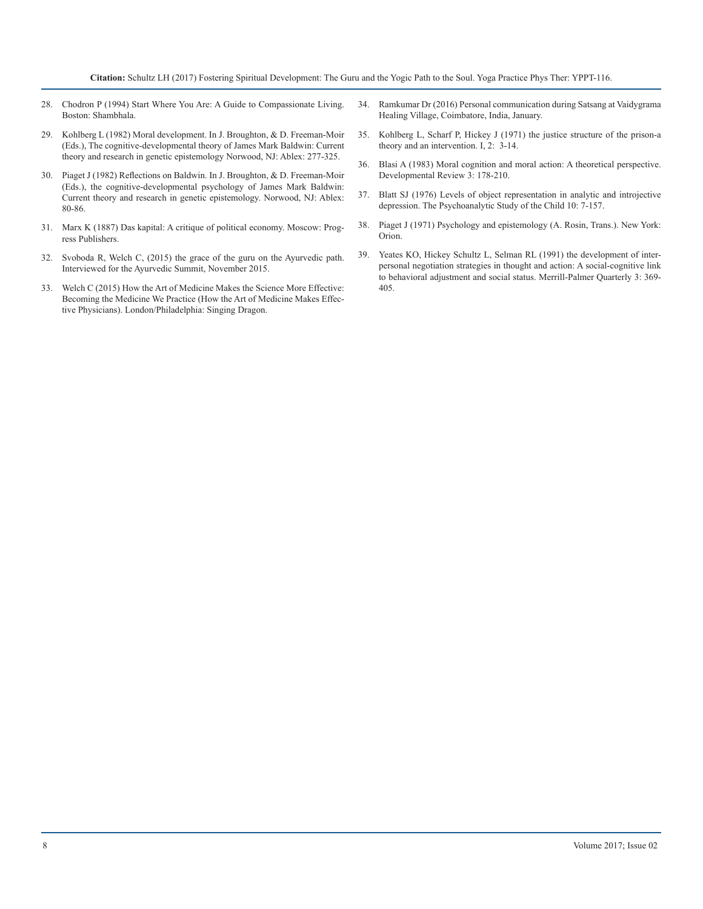28. Chodron P (1994) Start Where You Are: A Guide to Compassionate Living. Boston: Shambhala.
29. Kohlberg L (1982) Moral development. In J. Broughton, & D. Freeman-Moir (Eds.), The cognitive-developmental theory of James Mark Baldwin: Current theory and research in genetic epistemology Norwood, NJ: Ablex: 277-325.
30. Piaget J (1982) Reflections on Baldwin. In J. Broughton, & D. Freeman-Moir (Eds.), the cognitive-developmental psychology of James Mark Baldwin: Current theory and research in genetic epistemology. Norwood, NJ: Ablex: 80-86.
31. Marx K (1887) Das kapital: A critique of political economy. Moscow: Progress Publishers.
32. Svoboda R, Welch C, (2015) the grace of the guru on the Ayurvedic path. Interviewed for the Ayurvedic Summit, November 2015.
33. Welch C (2015) How the Art of Medicine Makes the Science More Effective: Becoming the Medicine We Practice (How the Art of Medicine Makes Effective Physicians). London/Philadelphia: Singing Dragon.
34. Ramkumar Dr (2016) Personal communication during Satsang at Vaidygrama Healing Village, Coimbatore, India, January.
35. Kohlberg L, Scharf P, Hickey J (1971) the justice structure of the prison-a theory and an intervention. I, 2: 3-14.
36. Blasi A (1983) Moral cognition and moral action: A theoretical perspective. Developmental Review 3: 178-210.
37. Blatt SJ (1976) Levels of object representation in analytic and introjective depression. The Psychoanalytic Study of the Child 10: 7-157.
38. Piaget J (1971) Psychology and epistemology (A. Rosin, Trans.). New York: Orion.
39. Yeates KO, Hickey Schultz L, Selman RL (1991) the development of interpersonal negotiation strategies in thought and action: A social-cognitive link to behavioral adjustment and social status. Merrill-Palmer Quarterly 3: 369-405.